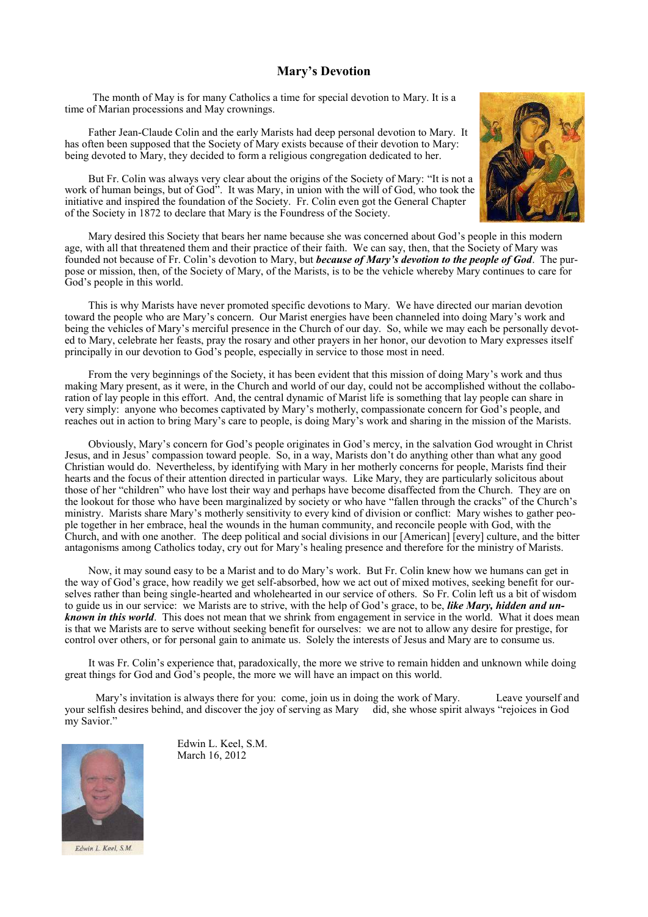## Mary's Devotion

The month of May is for many Catholics a time for special devotion to Mary. It is a time of Marian processions and May crownings.

Father Jean-Claude Colin and the early Marists had deep personal devotion to Mary. It has often been supposed that the Society of Mary exists because of their devotion to Mary: being devoted to Mary, they decided to form a religious congregation dedicated to her.

But Fr. Colin was always very clear about the origins of the Society of Mary: "It is not a work of human beings, but of God". It was Mary, in union with the will of God, who took the initiative and inspired the foundation of the Society. Fr. Colin even got the General Chapter of the Society in 1872 to declare that Mary is the Foundress of the Society.

Mary desired this Society that bears her name because she was concerned about God's people in this modern age, with all that threatened them and their practice of their faith. We can say, then, that the Society of Mary was founded not because of Fr. Colin's devotion to Mary, but ***because of Mary's devotion to the people of God***. The purpose or mission, then, of the Society of Mary, of the Marists, is to be the vehicle whereby Mary continues to care for God's people in this world.

This is why Marists have never promoted specific devotions to Mary. We have directed our marian devotion toward the people who are Mary's concern. Our Marist energies have been channeled into doing Mary's work and being the vehicles of Mary's merciful presence in the Church of our day. So, while we may each be personally devoted to Mary, celebrate her feasts, pray the rosary and other prayers in her honor, our devotion to Mary expresses itself principally in our devotion to God's people, especially in service to those most in need.

From the very beginnings of the Society, it has been evident that this mission of doing Mary's work and thus making Mary present, as it were, in the Church and world of our day, could not be accomplished without the collaboration of lay people in this effort. And, the central dynamic of Marist life is something that lay people can share in very simply: anyone who becomes captivated by Mary's motherly, compassionate concern for God's people, and reaches out in action to bring Mary's care to people, is doing Mary's work and sharing in the mission of the Marists.

Obviously, Mary's concern for God's people originates in God's mercy, in the salvation God wrought in Christ Jesus, and in Jesus' compassion toward people. So, in a way, Marists don't do anything other than what any good Christian would do. Nevertheless, by identifying with Mary in her motherly concerns for people, Marists find their hearts and the focus of their attention directed in particular ways. Like Mary, they are particularly solicitous about those of her "children" who have lost their way and perhaps have become disaffected from the Church. They are on the lookout for those who have been marginalized by society or who have "fallen through the cracks" of the Church's ministry. Marists share Mary's motherly sensitivity to every kind of division or conflict: Mary wishes to gather people together in her embrace, heal the wounds in the human community, and reconcile people with God, with the Church, and with one another. The deep political and social divisions in our [American] [every] culture, and the bitter antagonisms among Catholics today, cry out for Mary's healing presence and therefore for the ministry of Marists.

Now, it may sound easy to be a Marist and to do Mary's work. But Fr. Colin knew how we humans can get in the way of God's grace, how readily we get self-absorbed, how we act out of mixed motives, seeking benefit for ourselves rather than being single-hearted and wholehearted in our service of others. So Fr. Colin left us a bit of wisdom to guide us in our service: we Marists are to strive, with the help of God's grace, to be, ***like Mary, hidden and unknown in this world***. This does not mean that we shrink from engagement in service in the world. What it does mean is that we Marists are to serve without seeking benefit for ourselves: we are not to allow any desire for prestige, for control over others, or for personal gain to animate us. Solely the interests of Jesus and Mary are to consume us.

It was Fr. Colin's experience that, paradoxically, the more we strive to remain hidden and unknown while doing great things for God and God's people, the more we will have an impact on this world.

Mary's invitation is always there for you: come, join us in doing the work of Mary. Leave yourself and your selfish desires behind, and discover the joy of serving as Mary did, she whose spirit always "rejoices in God my Savior."

Edwin L. Keel, S.M.
March 16, 2012

Edwin L. Keel, S.M.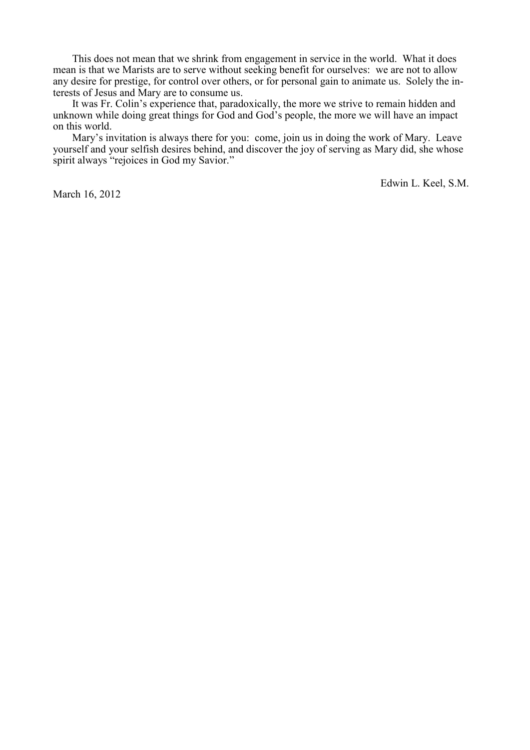This does not mean that we shrink from engagement in service in the world. What it does mean is that we Marists are to serve without seeking benefit for ourselves: we are not to allow any desire for prestige, for control over others, or for personal gain to animate us. Solely the interests of Jesus and Mary are to consume us.

It was Fr. Colin's experience that, paradoxically, the more we strive to remain hidden and unknown while doing great things for God and God's people, the more we will have an impact on this world.

Mary's invitation is always there for you: come, join us in doing the work of Mary. Leave yourself and your selfish desires behind, and discover the joy of serving as Mary did, she whose spirit always "rejoices in God my Savior."

Edwin L. Keel, S.M.

March 16, 2012